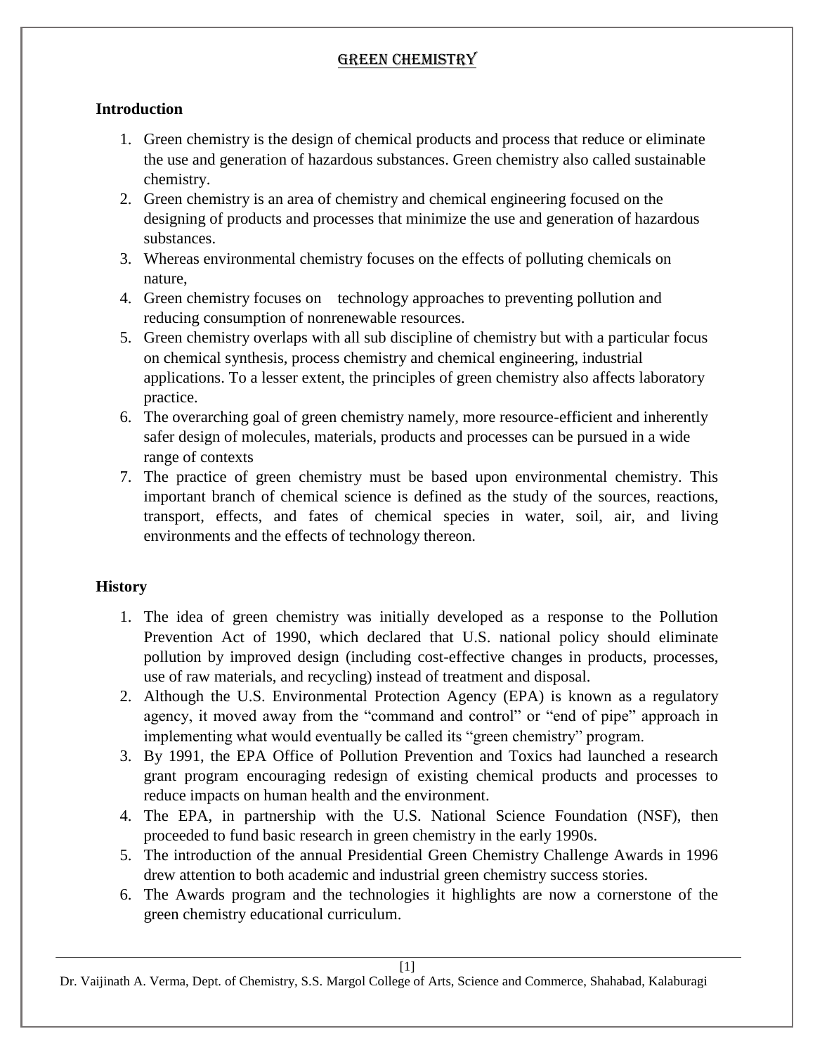# GREEN CHEMISTRY

## Introduction

1. Green chemistry is the design of chemical products and process that reduce or eliminate the use and generation of hazardous substances. Green chemistry also called sustainable chemistry.
2. Green chemistry is an area of chemistry and chemical engineering focused on the designing of products and processes that minimize the use and generation of hazardous substances.
3. Whereas environmental chemistry focuses on the effects of polluting chemicals on nature,
4. Green chemistry focuses on technology approaches to preventing pollution and reducing consumption of nonrenewable resources.
5. Green chemistry overlaps with all sub discipline of chemistry but with a particular focus on chemical synthesis, process chemistry and chemical engineering, industrial applications. To a lesser extent, the principles of green chemistry also affects laboratory practice.
6. The overarching goal of green chemistry namely, more resource-efficient and inherently safer design of molecules, materials, products and processes can be pursued in a wide range of contexts
7. The practice of green chemistry must be based upon environmental chemistry. This important branch of chemical science is defined as the study of the sources, reactions, transport, effects, and fates of chemical species in water, soil, air, and living environments and the effects of technology thereon.

## History

1. The idea of green chemistry was initially developed as a response to the Pollution Prevention Act of 1990, which declared that U.S. national policy should eliminate pollution by improved design (including cost-effective changes in products, processes, use of raw materials, and recycling) instead of treatment and disposal.
2. Although the U.S. Environmental Protection Agency (EPA) is known as a regulatory agency, it moved away from the "command and control" or "end of pipe" approach in implementing what would eventually be called its "green chemistry" program.
3. By 1991, the EPA Office of Pollution Prevention and Toxics had launched a research grant program encouraging redesign of existing chemical products and processes to reduce impacts on human health and the environment.
4. The EPA, in partnership with the U.S. National Science Foundation (NSF), then proceeded to fund basic research in green chemistry in the early 1990s.
5. The introduction of the annual Presidential Green Chemistry Challenge Awards in 1996 drew attention to both academic and industrial green chemistry success stories.
6. The Awards program and the technologies it highlights are now a cornerstone of the green chemistry educational curriculum.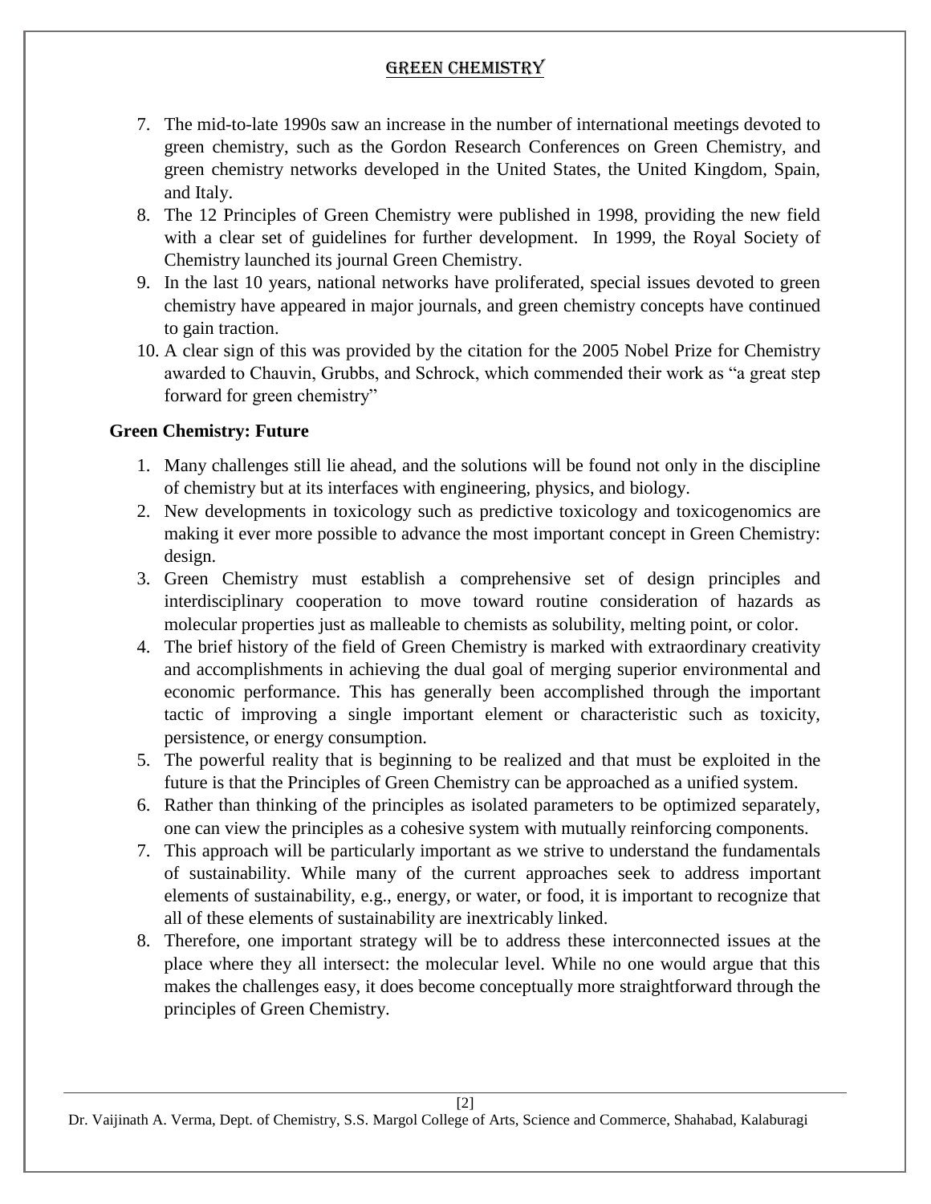7. The mid-to-late 1990s saw an increase in the number of international meetings devoted to green chemistry, such as the Gordon Research Conferences on Green Chemistry, and green chemistry networks developed in the United States, the United Kingdom, Spain, and Italy.
8. The 12 Principles of Green Chemistry were published in 1998, providing the new field with a clear set of guidelines for further development. In 1999, the Royal Society of Chemistry launched its journal Green Chemistry.
9. In the last 10 years, national networks have proliferated, special issues devoted to green chemistry have appeared in major journals, and green chemistry concepts have continued to gain traction.
10. A clear sign of this was provided by the citation for the 2005 Nobel Prize for Chemistry awarded to Chauvin, Grubbs, and Schrock, which commended their work as "a great step forward for green chemistry"

**Green Chemistry: Future**

1. Many challenges still lie ahead, and the solutions will be found not only in the discipline of chemistry but at its interfaces with engineering, physics, and biology.
2. New developments in toxicology such as predictive toxicology and toxicogenomics are making it ever more possible to advance the most important concept in Green Chemistry: design.
3. Green Chemistry must establish a comprehensive set of design principles and interdisciplinary cooperation to move toward routine consideration of hazards as molecular properties just as malleable to chemists as solubility, melting point, or color.
4. The brief history of the field of Green Chemistry is marked with extraordinary creativity and accomplishments in achieving the dual goal of merging superior environmental and economic performance. This has generally been accomplished through the important tactic of improving a single important element or characteristic such as toxicity, persistence, or energy consumption.
5. The powerful reality that is beginning to be realized and that must be exploited in the future is that the Principles of Green Chemistry can be approached as a unified system.
6. Rather than thinking of the principles as isolated parameters to be optimized separately, one can view the principles as a cohesive system with mutually reinforcing components.
7. This approach will be particularly important as we strive to understand the fundamentals of sustainability. While many of the current approaches seek to address important elements of sustainability, e.g., energy, or water, or food, it is important to recognize that all of these elements of sustainability are inextricably linked.
8. Therefore, one important strategy will be to address these interconnected issues at the place where they all intersect: the molecular level. While no one would argue that this makes the challenges easy, it does become conceptually more straightforward through the principles of Green Chemistry.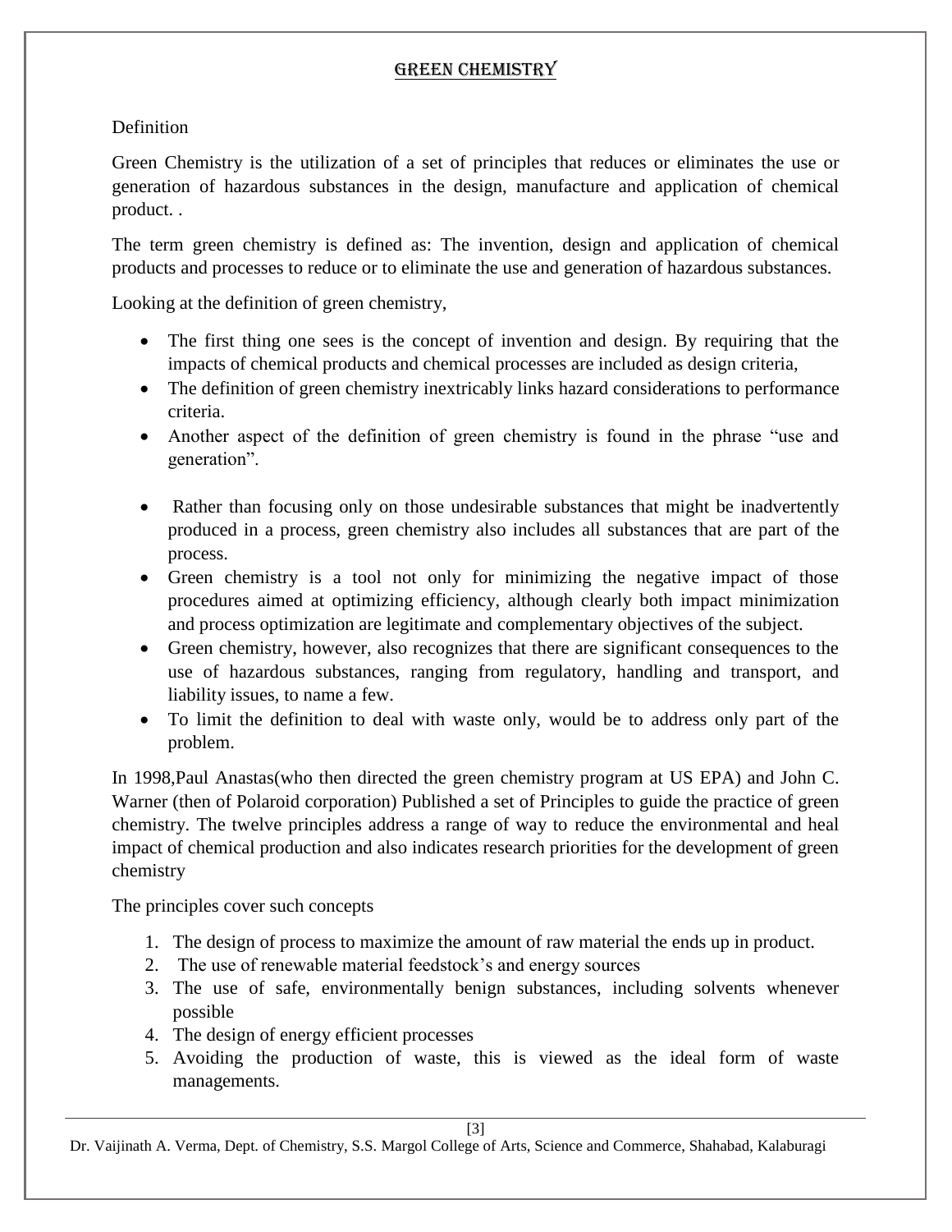# GREEN CHEMISTRY

Definition

Green Chemistry is the utilization of a set of principles that reduces or eliminates the use or generation of hazardous substances in the design, manufacture and application of chemical product. .

The term green chemistry is defined as: The invention, design and application of chemical products and processes to reduce or to eliminate the use and generation of hazardous substances.

Looking at the definition of green chemistry,

- The first thing one sees is the concept of invention and design. By requiring that the impacts of chemical products and chemical processes are included as design criteria,
- The definition of green chemistry inextricably links hazard considerations to performance criteria.
- Another aspect of the definition of green chemistry is found in the phrase "use and generation".
- Rather than focusing only on those undesirable substances that might be inadvertently produced in a process, green chemistry also includes all substances that are part of the process.
- Green chemistry is a tool not only for minimizing the negative impact of those procedures aimed at optimizing efficiency, although clearly both impact minimization and process optimization are legitimate and complementary objectives of the subject.
- Green chemistry, however, also recognizes that there are significant consequences to the use of hazardous substances, ranging from regulatory, handling and transport, and liability issues, to name a few.
- To limit the definition to deal with waste only, would be to address only part of the problem.

In 1998,Paul Anastas(who then directed the green chemistry program at US EPA) and John C. Warner (then of Polaroid corporation) Published a set of Principles to guide the practice of green chemistry. The twelve principles address a range of way to reduce the environmental and heal impact of chemical production and also indicates research priorities for the development of green chemistry

The principles cover such concepts

1. The design of process to maximize the amount of raw material the ends up in product.
2. The use of renewable material feedstock's and energy sources
3. The use of safe, environmentally benign substances, including solvents whenever possible
4. The design of energy efficient processes
5. Avoiding the production of waste, this is viewed as the ideal form of waste managements.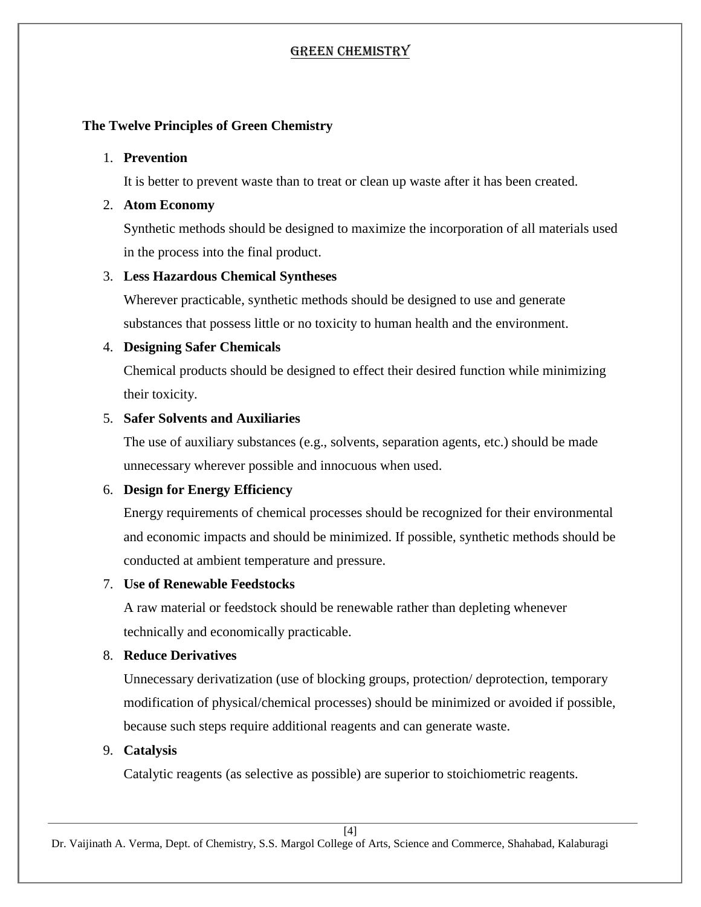## The Twelve Principles of Green Chemistry

1. **Prevention**

   It is better to prevent waste than to treat or clean up waste after it has been created.

2. **Atom Economy**

   Synthetic methods should be designed to maximize the incorporation of all materials used in the process into the final product.

3. **Less Hazardous Chemical Syntheses**

   Wherever practicable, synthetic methods should be designed to use and generate substances that possess little or no toxicity to human health and the environment.

4. **Designing Safer Chemicals**

   Chemical products should be designed to effect their desired function while minimizing their toxicity.

5. **Safer Solvents and Auxiliaries**

   The use of auxiliary substances (e.g., solvents, separation agents, etc.) should be made unnecessary wherever possible and innocuous when used.

6. **Design for Energy Efficiency**

   Energy requirements of chemical processes should be recognized for their environmental and economic impacts and should be minimized. If possible, synthetic methods should be conducted at ambient temperature and pressure.

7. **Use of Renewable Feedstocks**

   A raw material or feedstock should be renewable rather than depleting whenever technically and economically practicable.

8. **Reduce Derivatives**

   Unnecessary derivatization (use of blocking groups, protection/ deprotection, temporary modification of physical/chemical processes) should be minimized or avoided if possible, because such steps require additional reagents and can generate waste.

9. **Catalysis**

   Catalytic reagents (as selective as possible) are superior to stoichiometric reagents.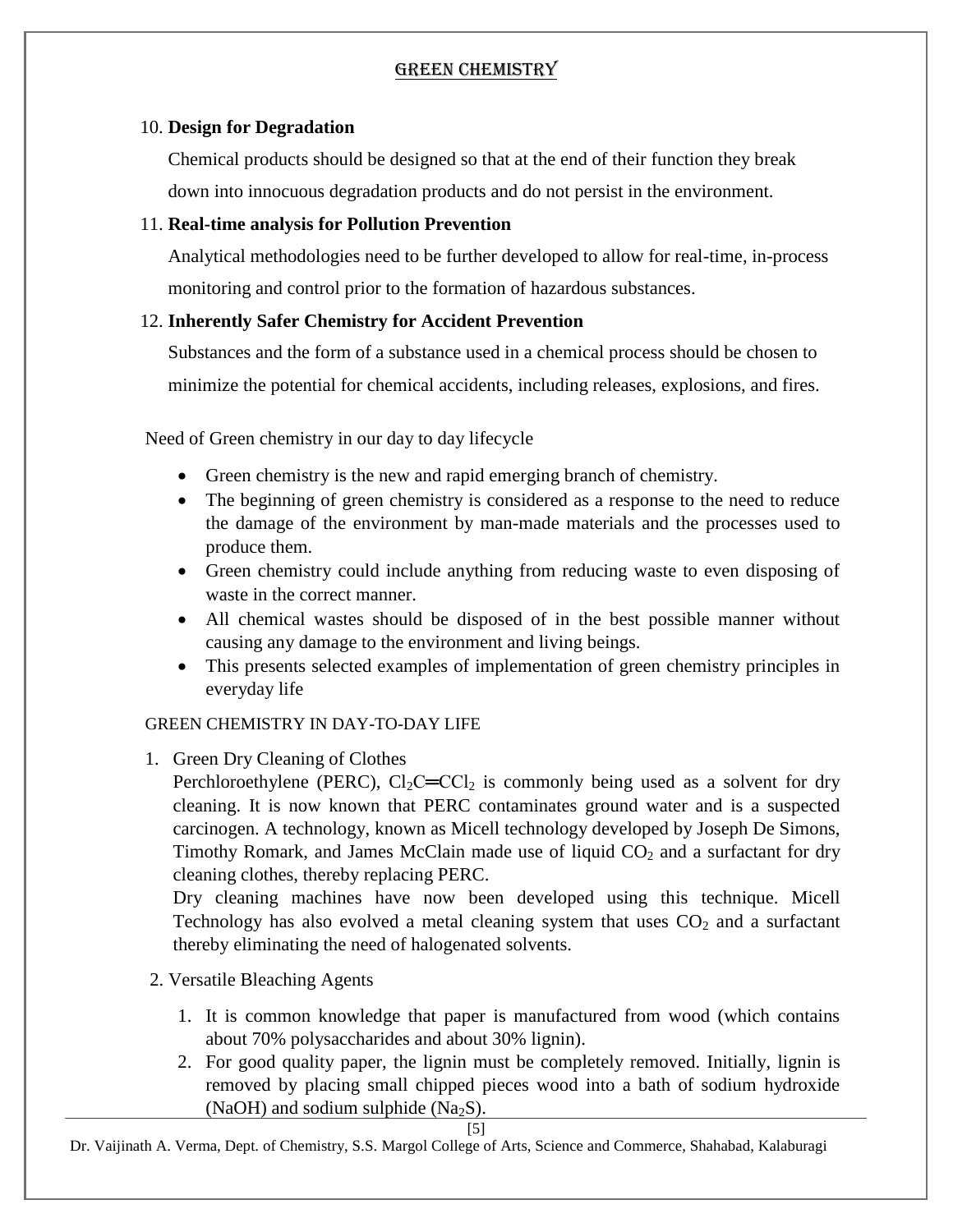10. **Design for Degradation**

    Chemical products should be designed so that at the end of their function they break down into innocuous degradation products and do not persist in the environment.

11. **Real-time analysis for Pollution Prevention**

    Analytical methodologies need to be further developed to allow for real-time, in-process monitoring and control prior to the formation of hazardous substances.

12. **Inherently Safer Chemistry for Accident Prevention**

    Substances and the form of a substance used in a chemical process should be chosen to minimize the potential for chemical accidents, including releases, explosions, and fires.

Need of Green chemistry in our day to day lifecycle

- Green chemistry is the new and rapid emerging branch of chemistry.
- The beginning of green chemistry is considered as a response to the need to reduce the damage of the environment by man-made materials and the processes used to produce them.
- Green chemistry could include anything from reducing waste to even disposing of waste in the correct manner.
- All chemical wastes should be disposed of in the best possible manner without causing any damage to the environment and living beings.
- This presents selected examples of implementation of green chemistry principles in everyday life

GREEN CHEMISTRY IN DAY-TO-DAY LIFE

1. Green Dry Cleaning of Clothes

   Perchloroethylene (PERC), $Cl_2C{=}CCl_2$ is commonly being used as a solvent for dry cleaning. It is now known that PERC contaminates ground water and is a suspected carcinogen. A technology, known as Micell technology developed by Joseph De Simons, Timothy Romark, and James McClain made use of liquid $CO_2$ and a surfactant for dry cleaning clothes, thereby replacing PERC.

   Dry cleaning machines have now been developed using this technique. Micell Technology has also evolved a metal cleaning system that uses $CO_2$ and a surfactant thereby eliminating the need of halogenated solvents.

2. Versatile Bleaching Agents

   1. It is common knowledge that paper is manufactured from wood (which contains about 70% polysaccharides and about 30% lignin).
   2. For good quality paper, the lignin must be completely removed. Initially, lignin is removed by placing small chipped pieces wood into a bath of sodium hydroxide ($NaOH$) and sodium sulphide ($Na_2S$).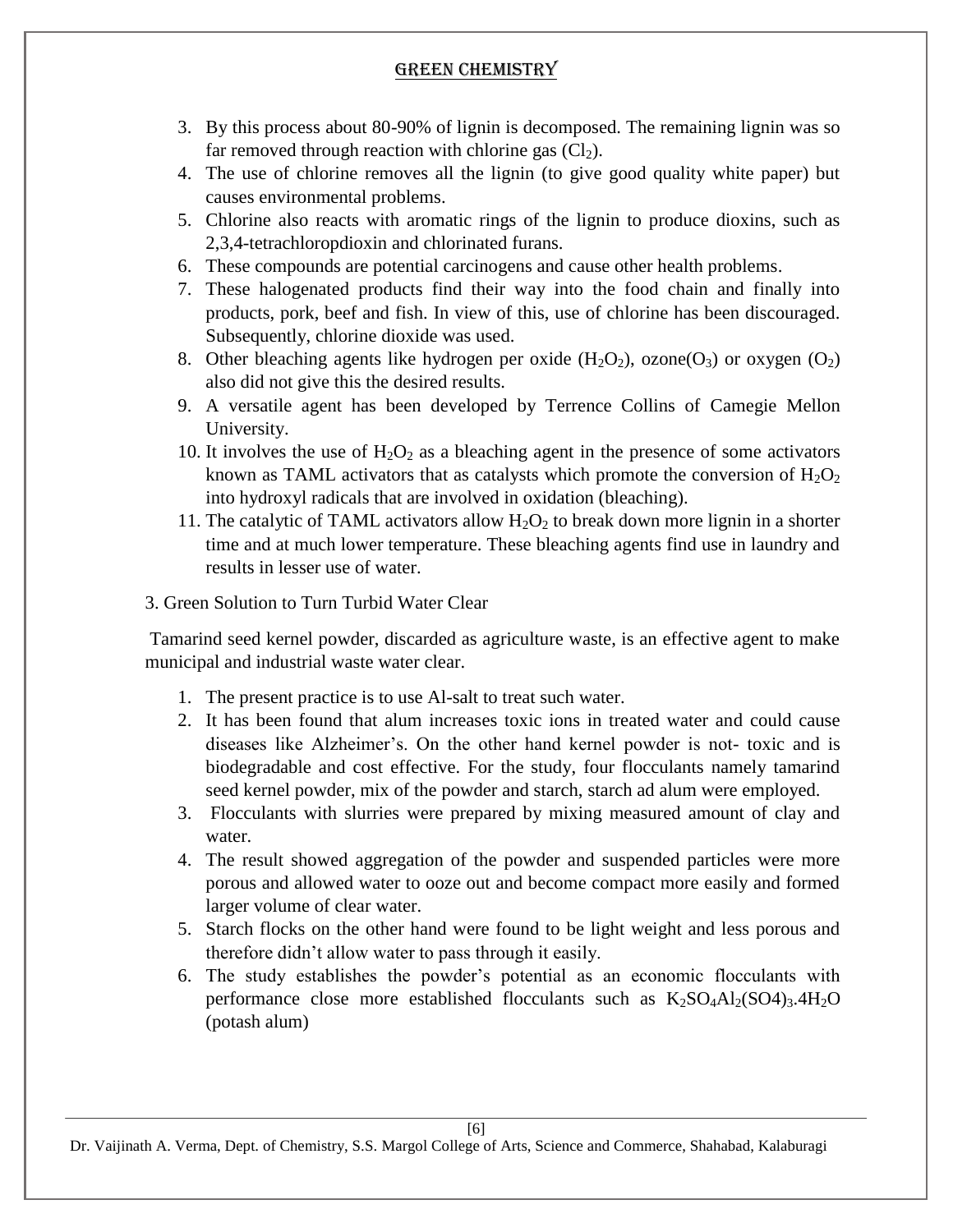3. By this process about 80-90% of lignin is decomposed. The remaining lignin was so far removed through reaction with chlorine gas ($Cl_2$).
4. The use of chlorine removes all the lignin (to give good quality white paper) but causes environmental problems.
5. Chlorine also reacts with aromatic rings of the lignin to produce dioxins, such as 2,3,4-tetrachloropdioxin and chlorinated furans.
6. These compounds are potential carcinogens and cause other health problems.
7. These halogenated products find their way into the food chain and finally into products, pork, beef and fish. In view of this, use of chlorine has been discouraged. Subsequently, chlorine dioxide was used.
8. Other bleaching agents like hydrogen per oxide ($H_2O_2$), ozone($O_3$) or oxygen ($O_2$) also did not give this the desired results.
9. A versatile agent has been developed by Terrence Collins of Camegie Mellon University.
10. It involves the use of $H_2O_2$ as a bleaching agent in the presence of some activators known as TAML activators that as catalysts which promote the conversion of $H_2O_2$ into hydroxyl radicals that are involved in oxidation (bleaching).
11. The catalytic of TAML activators allow $H_2O_2$ to break down more lignin in a shorter time and at much lower temperature. These bleaching agents find use in laundry and results in lesser use of water.

3. Green Solution to Turn Turbid Water Clear

Tamarind seed kernel powder, discarded as agriculture waste, is an effective agent to make municipal and industrial waste water clear.

1. The present practice is to use Al-salt to treat such water.
2. It has been found that alum increases toxic ions in treated water and could cause diseases like Alzheimer's. On the other hand kernel powder is not- toxic and is biodegradable and cost effective. For the study, four flocculants namely tamarind seed kernel powder, mix of the powder and starch, starch ad alum were employed.
3. Flocculants with slurries were prepared by mixing measured amount of clay and water.
4. The result showed aggregation of the powder and suspended particles were more porous and allowed water to ooze out and become compact more easily and formed larger volume of clear water.
5. Starch flocks on the other hand were found to be light weight and less porous and therefore didn't allow water to pass through it easily.
6. The study establishes the powder's potential as an economic flocculants with performance close more established flocculants such as $K_2SO_4Al_2(SO4)_3.4H_2O$ (potash alum)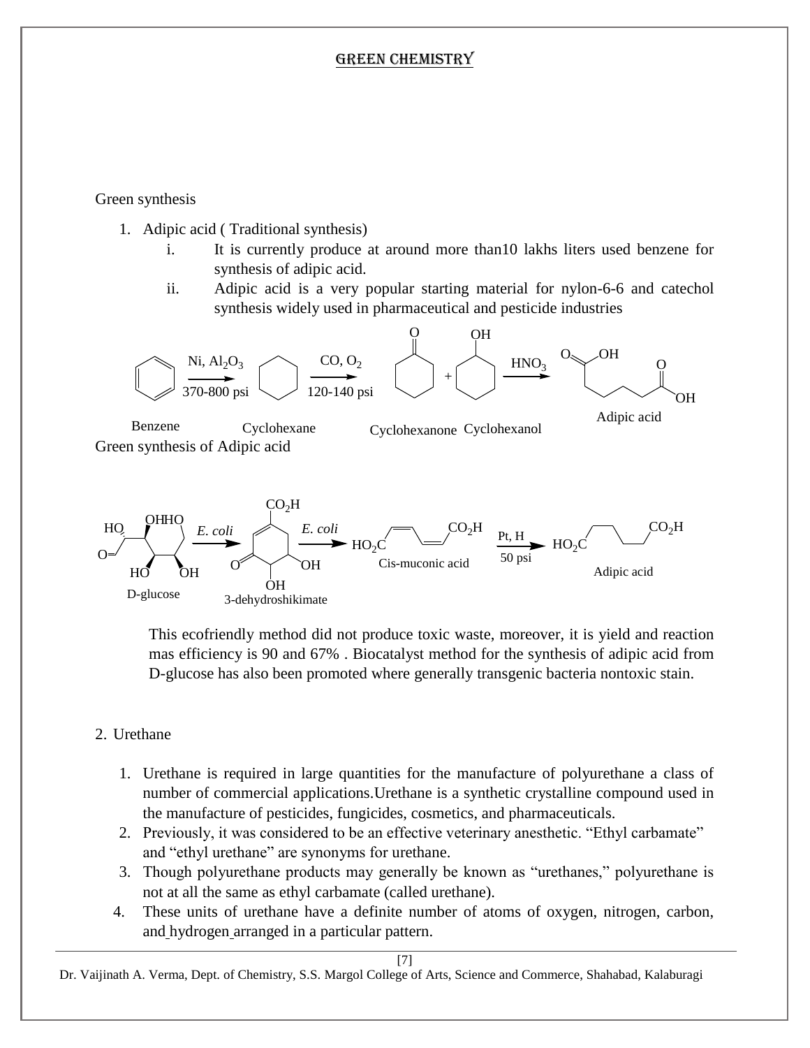Green synthesis

1. Adipic acid ( Traditional synthesis)
    i. It is currently produce at around more than10 lakhs liters used benzene for synthesis of adipic acid.
    ii. Adipic acid is a very popular starting material for nylon-6-6 and catechol synthesis widely used in pharmaceutical and pesticide industries

Benzene $\xrightarrow[\text{370-800 psi}]{\text{Ni, } Al_2O_3}$ Cyclohexane $\xrightarrow[\text{120-140 psi}]{\text{CO, } O_2}$ Cyclohexanone + Cyclohexanol $\xrightarrow{HNO_3}$ Adipic acid

Green synthesis of Adipic acid

D-glucose $\xrightarrow{\textit{E. coli}}$ 3-dehydroshikimate $\xrightarrow{\textit{E. coli}}$ Cis-muconic acid $\xrightarrow[\text{50 psi}]{\text{Pt, H}}$ Adipic acid

This ecofriendly method did not produce toxic waste, moreover, it is yield and reaction mas efficiency is 90 and 67% . Biocatalyst method for the synthesis of adipic acid from D-glucose has also been promoted where generally transgenic bacteria nontoxic stain.

2. Urethane

1. Urethane is required in large quantities for the manufacture of polyurethane a class of number of commercial applications.Urethane is a synthetic crystalline compound used in the manufacture of pesticides, fungicides, cosmetics, and pharmaceuticals.
2. Previously, it was considered to be an effective veterinary anesthetic. “Ethyl carbamate” and “ethyl urethane” are synonyms for urethane.
3. Though polyurethane products may generally be known as “urethanes,” polyurethane is not at all the same as ethyl carbamate (called urethane).
4. These units of urethane have a definite number of atoms of oxygen, nitrogen, carbon, and hydrogen arranged in a particular pattern.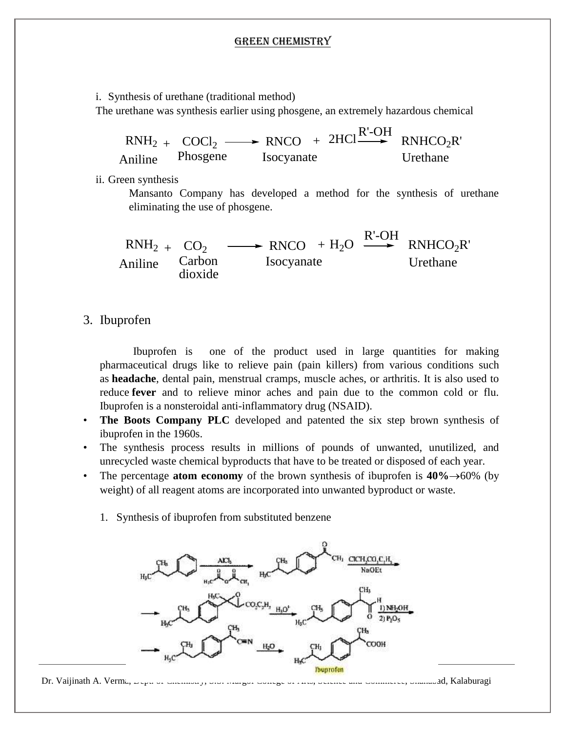i. Synthesis of urethane (traditional method)

The urethane was synthesis earlier using phosgene, an extremely hazardous chemical

$$\underset{\text{Aniline}}{RNH_2} + \underset{\text{Phosgene}}{COCl_2} \longrightarrow \underset{\text{Isocyanate}}{RNCO} + 2HCl \xrightarrow{R'\text{-}OH} \underset{\text{Urethane}}{RNHCO_2R'}$$

ii. Green synthesis

Mansanto Company has developed a method for the synthesis of urethane eliminating the use of phosgene.

$$\underset{\text{Aniline}}{RNH_2} + \underset{\text{Carbon dioxide}}{CO_2} \longrightarrow \underset{\text{Isocyanate}}{RNCO} + H_2O \xrightarrow{R'\text{-}OH} \underset{\text{Urethane}}{RNHCO_2R'}$$

3. Ibuprofen

Ibuprofen is one of the product used in large quantities for making pharmaceutical drugs like to relieve pain (pain killers) from various conditions such as **headache**, dental pain, menstrual cramps, muscle aches, or arthritis. It is also used to reduce **fever** and to relieve minor aches and pain due to the common cold or flu. Ibuprofen is a nonsteroidal anti-inflammatory drug (NSAID).

- **The Boots Company PLC** developed and patented the six step brown synthesis of ibuprofen in the 1960s.
- The synthesis process results in millions of pounds of unwanted, unutilized, and unrecycled waste chemical byproducts that have to be treated or disposed of each year.
- The percentage **atom economy** of the brown synthesis of ibuprofen is **40%**$\rightarrow$60% (by weight) of all reagent atoms are incorporated into unwanted byproduct or waste.

1. Synthesis of ibuprofen from substituted benzene

Isobutylbenzene $\xrightarrow[\text{Acetic anhydride}]{AlCl_3}$ 4-Isobutylacetophenone $\xrightarrow[NaOEt]{ClCH_2CO_2C_2H_5}$ Epoxy ester $\xrightarrow{H_3O^+}$ Aldehyde $\xrightarrow[2)\ P_2O_5]{1)\ NH_2OH}$ Nitrile $\xrightarrow{H_2O}$ Ibuprofen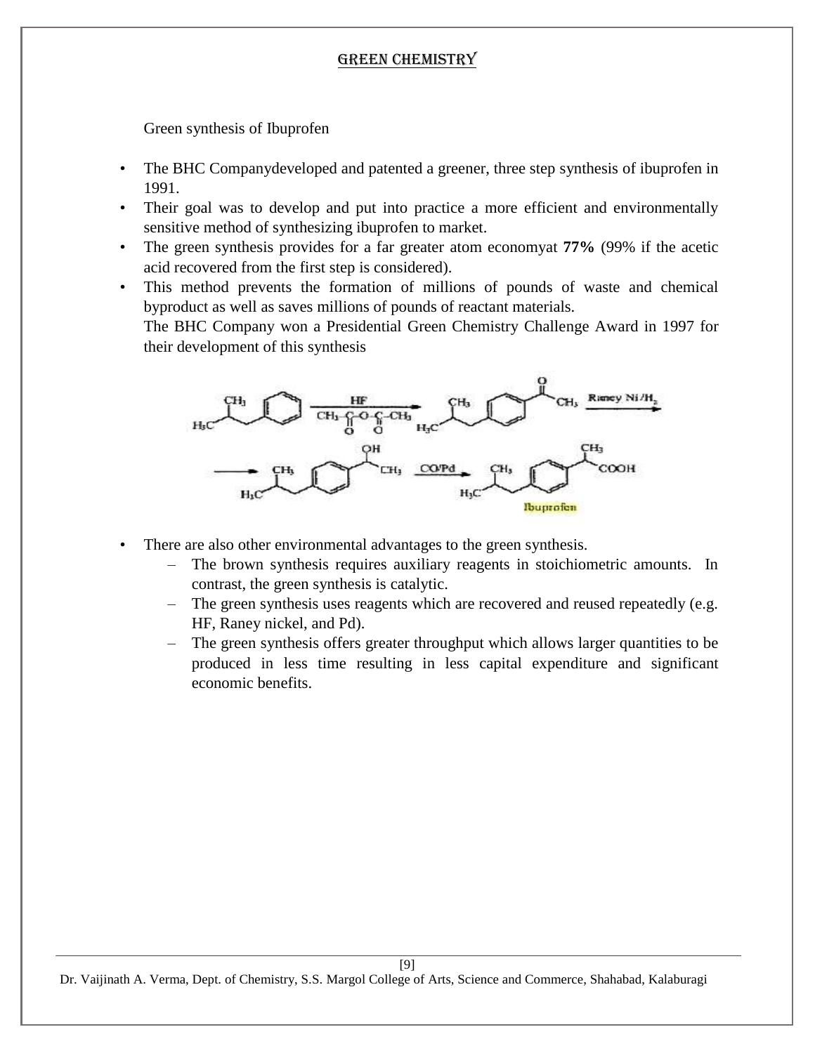Green synthesis of Ibuprofen

- The BHC Companydeveloped and patented a greener, three step synthesis of ibuprofen in 1991.
- Their goal was to develop and put into practice a more efficient and environmentally sensitive method of synthesizing ibuprofen to market.
- The green synthesis provides for a far greater atom economyat **77%** (99% if the acetic acid recovered from the first step is considered).
- This method prevents the formation of millions of pounds of waste and chemical byproduct as well as saves millions of pounds of reactant materials.

  The BHC Company won a Presidential Green Chemistry Challenge Award in 1997 for their development of this synthesis

HF

$CH_3-\underset{O}{\overset{}{C}}-O-\underset{O}{\overset{}{C}}-CH_3$

Raney Ni/$H_2$

CO/Pd

Ibuprofen

- There are also other environmental advantages to the green synthesis.
  - The brown synthesis requires auxiliary reagents in stoichiometric amounts. In contrast, the green synthesis is catalytic.
  - The green synthesis uses reagents which are recovered and reused repeatedly (e.g. HF, Raney nickel, and Pd).
  - The green synthesis offers greater throughput which allows larger quantities to be produced in less time resulting in less capital expenditure and significant economic benefits.